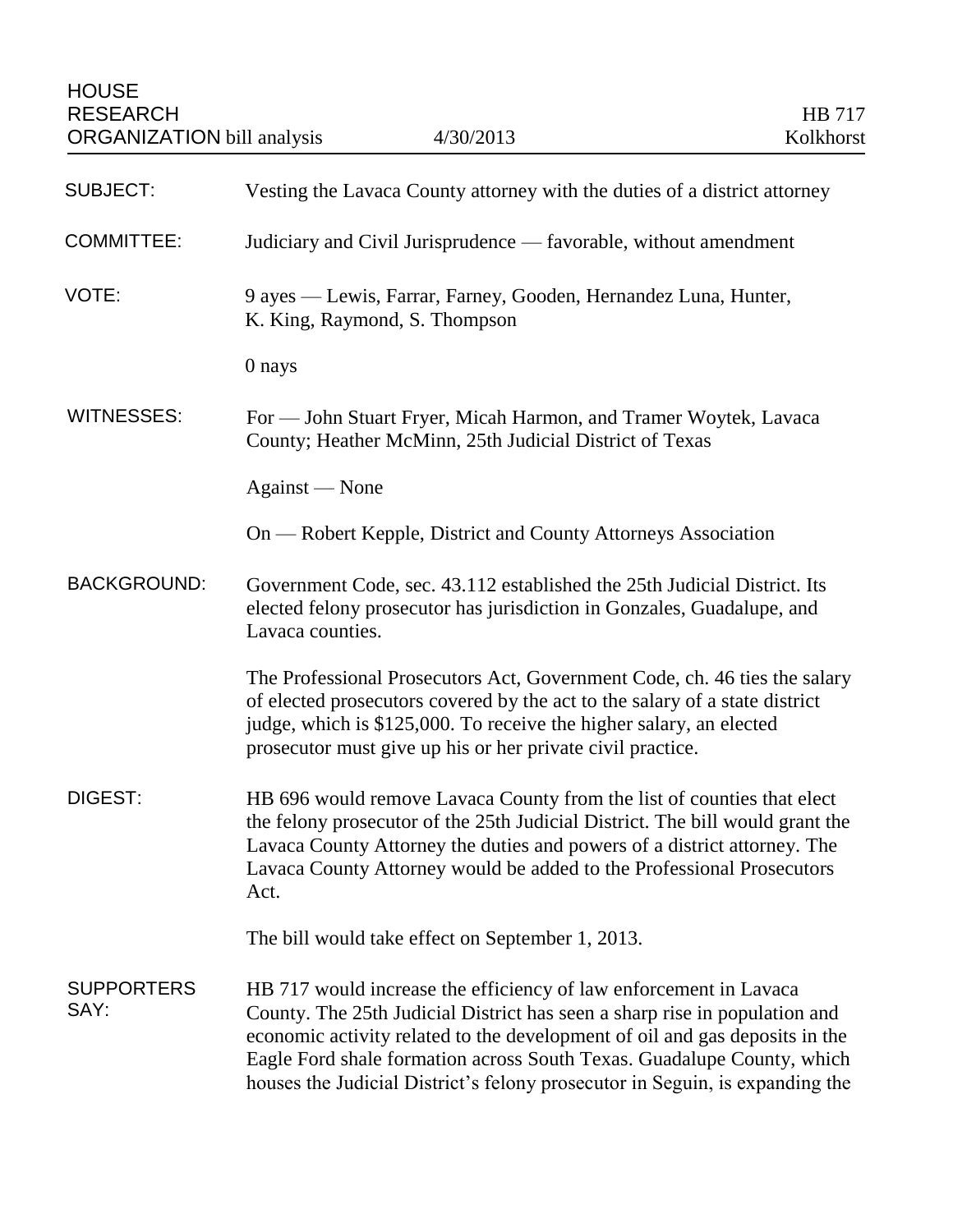HOUSE
RESEARCH
ORGANIZATION bill analysis | 4/30/2013 | HB 717
Kolkhorst

| | |
|---|---|
| SUBJECT: | Vesting the Lavaca County attorney with the duties of a district attorney |
| COMMITTEE: | Judiciary and Civil Jurisprudence — favorable, without amendment |
| VOTE: | 9 ayes — Lewis, Farrar, Farney, Gooden, Hernandez Luna, Hunter, K. King, Raymond, S. Thompson<br><br>0 nays |
| WITNESSES: | For — John Stuart Fryer, Micah Harmon, and Tramer Woytek, Lavaca County; Heather McMinn, 25th Judicial District of Texas<br><br>Against — None<br><br>On — Robert Kepple, District and County Attorneys Association |
| BACKGROUND: | Government Code, sec. 43.112 established the 25th Judicial District. Its elected felony prosecutor has jurisdiction in Gonzales, Guadalupe, and Lavaca counties.<br><br>The Professional Prosecutors Act, Government Code, ch. 46 ties the salary of elected prosecutors covered by the act to the salary of a state district judge, which is $125,000. To receive the higher salary, an elected prosecutor must give up his or her private civil practice. |
| DIGEST: | HB 696 would remove Lavaca County from the list of counties that elect the felony prosecutor of the 25th Judicial District. The bill would grant the Lavaca County Attorney the duties and powers of a district attorney. The Lavaca County Attorney would be added to the Professional Prosecutors Act.<br><br>The bill would take effect on September 1, 2013. |
| SUPPORTERS SAY: | HB 717 would increase the efficiency of law enforcement in Lavaca County. The 25th Judicial District has seen a sharp rise in population and economic activity related to the development of oil and gas deposits in the Eagle Ford shale formation across South Texas. Guadalupe County, which houses the Judicial District's felony prosecutor in Seguin, is expanding the |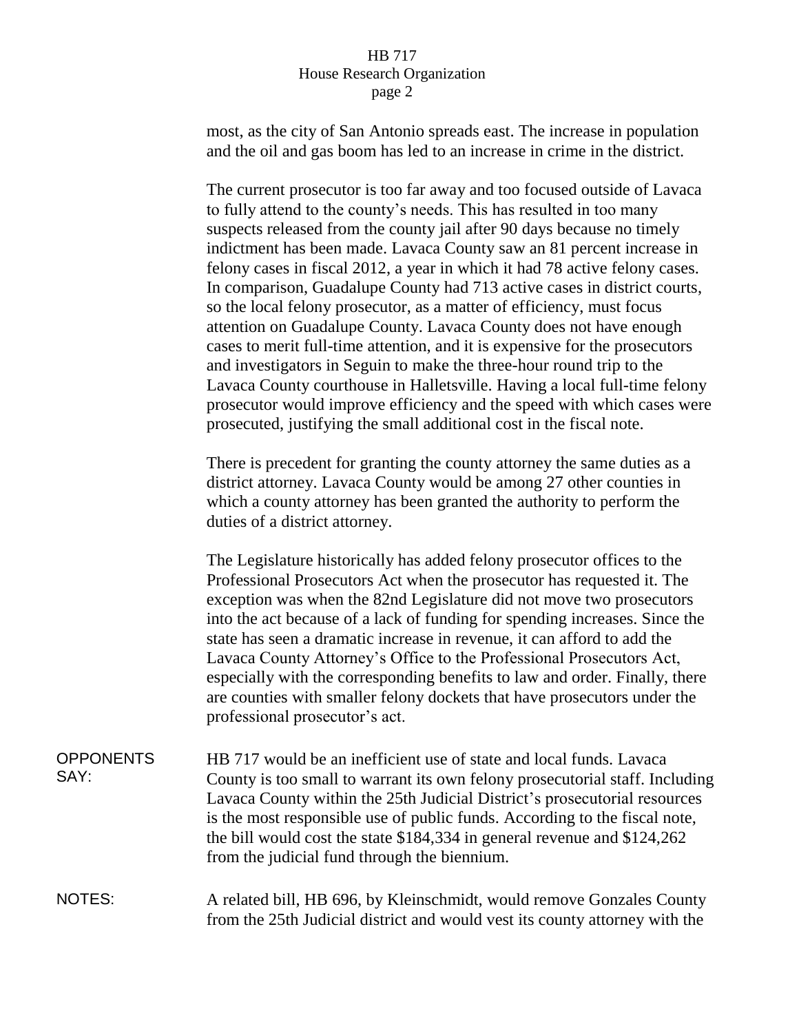most, as the city of San Antonio spreads east. The increase in population and the oil and gas boom has led to an increase in crime in the district.

The current prosecutor is too far away and too focused outside of Lavaca to fully attend to the county's needs. This has resulted in too many suspects released from the county jail after 90 days because no timely indictment has been made. Lavaca County saw an 81 percent increase in felony cases in fiscal 2012, a year in which it had 78 active felony cases. In comparison, Guadalupe County had 713 active cases in district courts, so the local felony prosecutor, as a matter of efficiency, must focus attention on Guadalupe County. Lavaca County does not have enough cases to merit full-time attention, and it is expensive for the prosecutors and investigators in Seguin to make the three-hour round trip to the Lavaca County courthouse in Halletsville. Having a local full-time felony prosecutor would improve efficiency and the speed with which cases were prosecuted, justifying the small additional cost in the fiscal note.

There is precedent for granting the county attorney the same duties as a district attorney. Lavaca County would be among 27 other counties in which a county attorney has been granted the authority to perform the duties of a district attorney.

The Legislature historically has added felony prosecutor offices to the Professional Prosecutors Act when the prosecutor has requested it. The exception was when the 82nd Legislature did not move two prosecutors into the act because of a lack of funding for spending increases. Since the state has seen a dramatic increase in revenue, it can afford to add the Lavaca County Attorney's Office to the Professional Prosecutors Act, especially with the corresponding benefits to law and order. Finally, there are counties with smaller felony dockets that have prosecutors under the professional prosecutor's act.

**OPPONENTS SAY:** HB 717 would be an inefficient use of state and local funds. Lavaca County is too small to warrant its own felony prosecutorial staff. Including Lavaca County within the 25th Judicial District's prosecutorial resources is the most responsible use of public funds. According to the fiscal note, the bill would cost the state $184,334 in general revenue and $124,262 from the judicial fund through the biennium.

**NOTES:** A related bill, HB 696, by Kleinschmidt, would remove Gonzales County from the 25th Judicial district and would vest its county attorney with the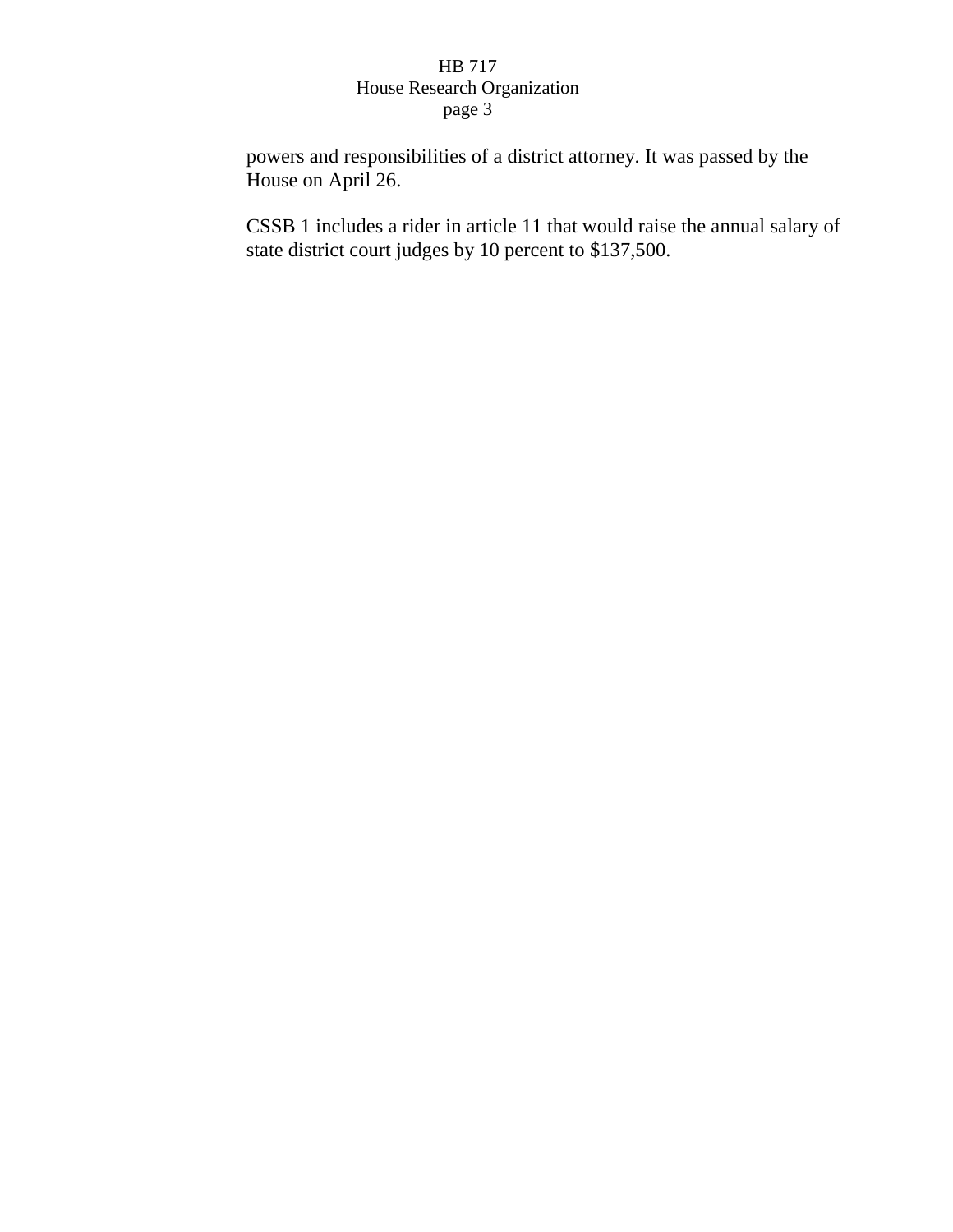powers and responsibilities of a district attorney. It was passed by the House on April 26.

CSSB 1 includes a rider in article 11 that would raise the annual salary of state district court judges by 10 percent to $137,500.